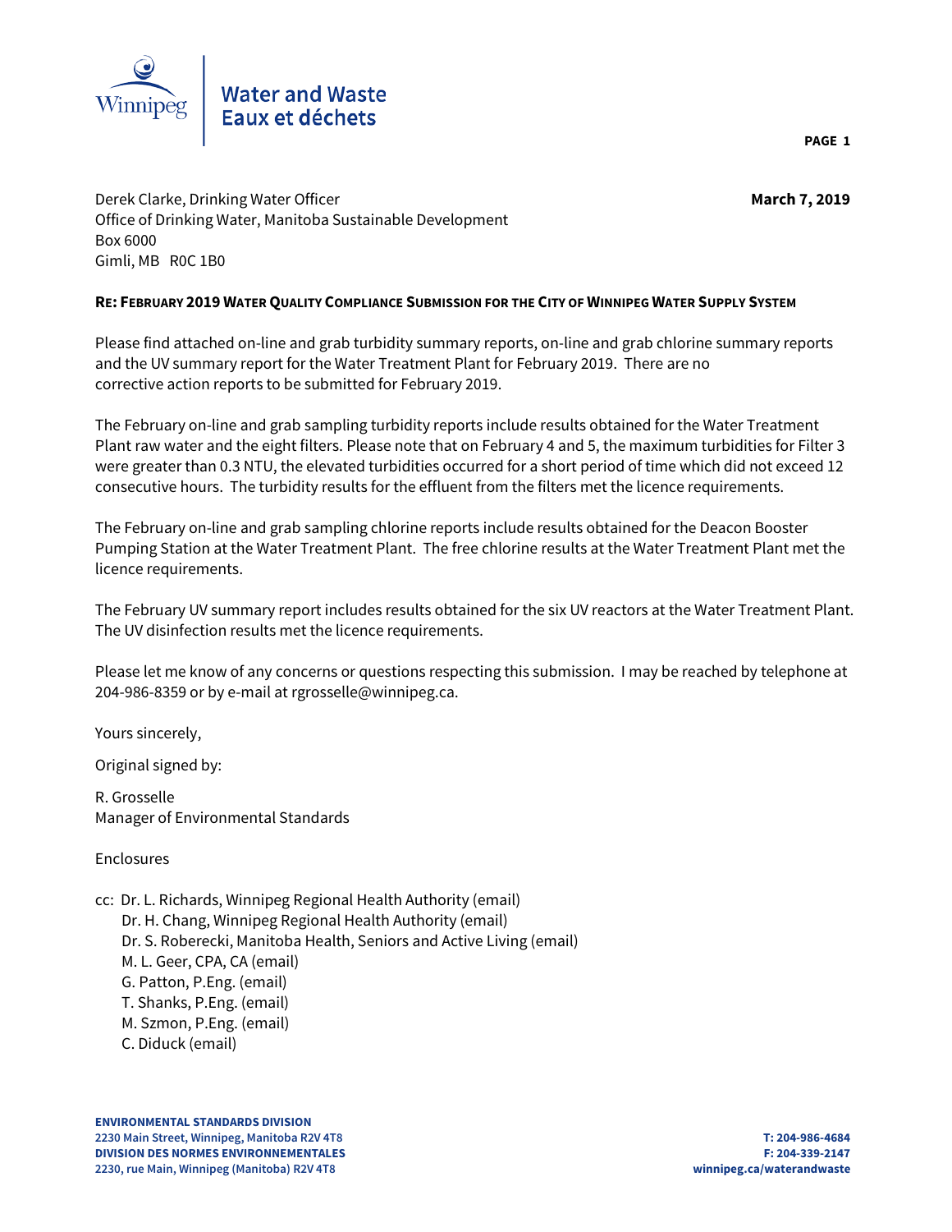Winnipeg | Water and Waste
Eaux et déchets

Derek Clarke, Drinking Water Officer
Office of Drinking Water, Manitoba Sustainable Development
Box 6000
Gimli, MB R0C 1B0

**March 7, 2019**

**RE: FEBRUARY 2019 WATER QUALITY COMPLIANCE SUBMISSION FOR THE CITY OF WINNIPEG WATER SUPPLY SYSTEM**

Please find attached on-line and grab turbidity summary reports, on-line and grab chlorine summary reports and the UV summary report for the Water Treatment Plant for February 2019. There are no corrective action reports to be submitted for February 2019.

The February on-line and grab sampling turbidity reports include results obtained for the Water Treatment Plant raw water and the eight filters. Please note that on February 4 and 5, the maximum turbidities for Filter 3 were greater than 0.3 NTU, the elevated turbidities occurred for a short period of time which did not exceed 12 consecutive hours. The turbidity results for the effluent from the filters met the licence requirements.

The February on-line and grab sampling chlorine reports include results obtained for the Deacon Booster Pumping Station at the Water Treatment Plant. The free chlorine results at the Water Treatment Plant met the licence requirements.

The February UV summary report includes results obtained for the six UV reactors at the Water Treatment Plant. The UV disinfection results met the licence requirements.

Please let me know of any concerns or questions respecting this submission. I may be reached by telephone at 204-986-8359 or by e-mail at rgrosselle@winnipeg.ca.

Yours sincerely,

Original signed by:

R. Grosselle
Manager of Environmental Standards

Enclosures

cc: Dr. L. Richards, Winnipeg Regional Health Authority (email)
Dr. H. Chang, Winnipeg Regional Health Authority (email)
Dr. S. Roberecki, Manitoba Health, Seniors and Active Living (email)
M. L. Geer, CPA, CA (email)
G. Patton, P.Eng. (email)
T. Shanks, P.Eng. (email)
M. Szmon, P.Eng. (email)
C. Diduck (email)

**ENVIRONMENTAL STANDARDS DIVISION**
**2230 Main Street, Winnipeg, Manitoba R2V 4T8**
**DIVISION DES NORMES ENVIRONNEMENTALES**
**2230, rue Main, Winnipeg (Manitoba) R2V 4T8**

**T: 204-986-4684**
**F: 204-339-2147**
**winnipeg.ca/waterandwaste**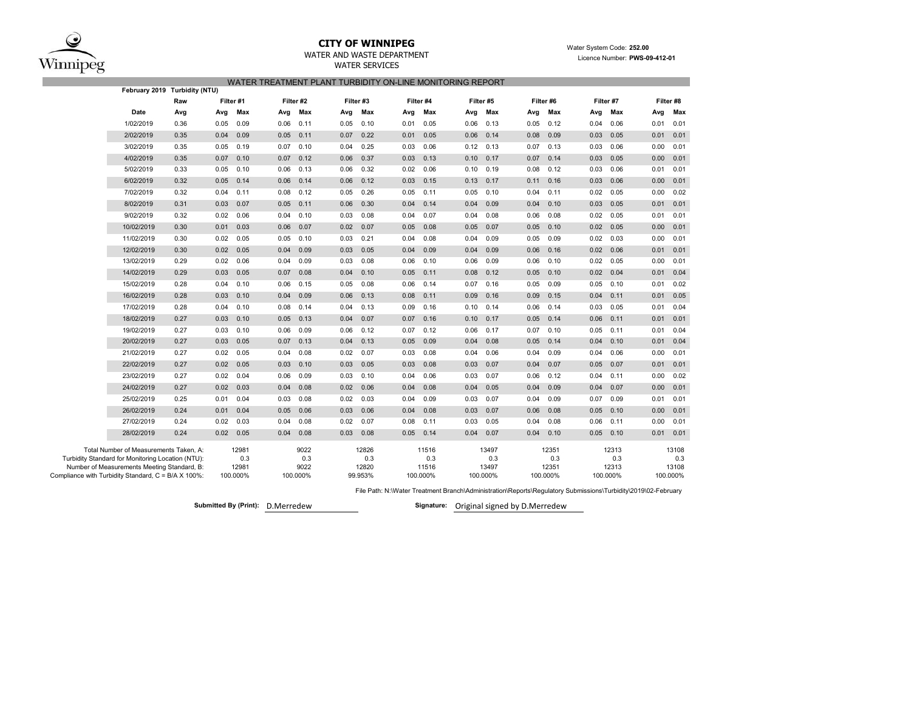# CITY OF WINNIPEG

WATER AND WASTE DEPARTMENT

WATER SERVICES

Water System Code: **252.00**

Licence Number: **PWS-09-412-01**

## WATER TREATMENT PLANT TURBIDITY ON-LINE MONITORING REPORT

**February 2019 Turbidity (NTU)**

| | Raw | Filter #1 | | Filter #2 | | Filter #3 | | Filter #4 | | Filter #5 | | Filter #6 | | Filter #7 | | Filter #8 | |
|---|---|---|---|---|---|---|---|---|---|---|---|---|---|---|---|---|---|
| **Date** | **Avg** | **Avg** | **Max** | **Avg** | **Max** | **Avg** | **Max** | **Avg** | **Max** | **Avg** | **Max** | **Avg** | **Max** | **Avg** | **Max** | **Avg** | **Max** |
| 1/02/2019 | 0.36 | 0.05 | 0.09 | 0.06 | 0.11 | 0.05 | 0.10 | 0.01 | 0.05 | 0.06 | 0.13 | 0.05 | 0.12 | 0.04 | 0.06 | 0.01 | 0.01 |
| 2/02/2019 | 0.35 | 0.04 | 0.09 | 0.05 | 0.11 | 0.07 | 0.22 | 0.01 | 0.05 | 0.06 | 0.14 | 0.08 | 0.09 | 0.03 | 0.05 | 0.01 | 0.01 |
| 3/02/2019 | 0.35 | 0.05 | 0.19 | 0.07 | 0.10 | 0.04 | 0.25 | 0.03 | 0.06 | 0.12 | 0.13 | 0.07 | 0.13 | 0.03 | 0.06 | 0.00 | 0.01 |
| 4/02/2019 | 0.35 | 0.07 | 0.10 | 0.07 | 0.12 | 0.06 | 0.37 | 0.03 | 0.13 | 0.10 | 0.17 | 0.07 | 0.14 | 0.03 | 0.05 | 0.00 | 0.01 |
| 5/02/2019 | 0.33 | 0.05 | 0.10 | 0.06 | 0.13 | 0.06 | 0.32 | 0.02 | 0.06 | 0.10 | 0.19 | 0.08 | 0.12 | 0.03 | 0.06 | 0.01 | 0.01 |
| 6/02/2019 | 0.32 | 0.05 | 0.14 | 0.06 | 0.14 | 0.06 | 0.12 | 0.03 | 0.15 | 0.13 | 0.17 | 0.11 | 0.16 | 0.03 | 0.06 | 0.00 | 0.01 |
| 7/02/2019 | 0.32 | 0.04 | 0.11 | 0.08 | 0.12 | 0.05 | 0.26 | 0.05 | 0.11 | 0.05 | 0.10 | 0.04 | 0.11 | 0.02 | 0.05 | 0.00 | 0.02 |
| 8/02/2019 | 0.31 | 0.03 | 0.07 | 0.05 | 0.11 | 0.06 | 0.30 | 0.04 | 0.14 | 0.04 | 0.09 | 0.04 | 0.10 | 0.03 | 0.05 | 0.01 | 0.01 |
| 9/02/2019 | 0.32 | 0.02 | 0.06 | 0.04 | 0.10 | 0.03 | 0.08 | 0.04 | 0.07 | 0.04 | 0.08 | 0.06 | 0.08 | 0.02 | 0.05 | 0.01 | 0.01 |
| 10/02/2019 | 0.30 | 0.01 | 0.03 | 0.06 | 0.07 | 0.02 | 0.07 | 0.05 | 0.08 | 0.05 | 0.07 | 0.05 | 0.10 | 0.02 | 0.05 | 0.00 | 0.01 |
| 11/02/2019 | 0.30 | 0.02 | 0.05 | 0.05 | 0.10 | 0.03 | 0.21 | 0.04 | 0.08 | 0.04 | 0.09 | 0.05 | 0.09 | 0.02 | 0.03 | 0.00 | 0.01 |
| 12/02/2019 | 0.30 | 0.02 | 0.05 | 0.04 | 0.09 | 0.03 | 0.05 | 0.04 | 0.09 | 0.04 | 0.09 | 0.06 | 0.16 | 0.02 | 0.06 | 0.01 | 0.01 |
| 13/02/2019 | 0.29 | 0.02 | 0.06 | 0.04 | 0.09 | 0.03 | 0.08 | 0.06 | 0.10 | 0.06 | 0.09 | 0.06 | 0.10 | 0.02 | 0.05 | 0.00 | 0.01 |
| 14/02/2019 | 0.29 | 0.03 | 0.05 | 0.07 | 0.08 | 0.04 | 0.10 | 0.05 | 0.11 | 0.08 | 0.12 | 0.05 | 0.10 | 0.02 | 0.04 | 0.01 | 0.04 |
| 15/02/2019 | 0.28 | 0.04 | 0.10 | 0.06 | 0.15 | 0.05 | 0.08 | 0.06 | 0.14 | 0.07 | 0.16 | 0.05 | 0.09 | 0.05 | 0.10 | 0.01 | 0.02 |
| 16/02/2019 | 0.28 | 0.03 | 0.10 | 0.04 | 0.09 | 0.06 | 0.13 | 0.08 | 0.11 | 0.09 | 0.16 | 0.09 | 0.15 | 0.04 | 0.11 | 0.01 | 0.05 |
| 17/02/2019 | 0.28 | 0.04 | 0.10 | 0.08 | 0.14 | 0.04 | 0.13 | 0.09 | 0.16 | 0.10 | 0.14 | 0.06 | 0.14 | 0.03 | 0.05 | 0.01 | 0.04 |
| 18/02/2019 | 0.27 | 0.03 | 0.10 | 0.05 | 0.13 | 0.04 | 0.07 | 0.07 | 0.16 | 0.10 | 0.17 | 0.05 | 0.14 | 0.06 | 0.11 | 0.01 | 0.01 |
| 19/02/2019 | 0.27 | 0.03 | 0.10 | 0.06 | 0.09 | 0.06 | 0.12 | 0.07 | 0.12 | 0.06 | 0.17 | 0.07 | 0.10 | 0.05 | 0.11 | 0.01 | 0.04 |
| 20/02/2019 | 0.27 | 0.03 | 0.05 | 0.07 | 0.13 | 0.04 | 0.13 | 0.05 | 0.09 | 0.04 | 0.08 | 0.05 | 0.14 | 0.04 | 0.10 | 0.01 | 0.04 |
| 21/02/2019 | 0.27 | 0.02 | 0.05 | 0.04 | 0.08 | 0.02 | 0.07 | 0.03 | 0.08 | 0.04 | 0.06 | 0.04 | 0.09 | 0.04 | 0.06 | 0.00 | 0.01 |
| 22/02/2019 | 0.27 | 0.02 | 0.05 | 0.03 | 0.10 | 0.03 | 0.05 | 0.03 | 0.08 | 0.03 | 0.07 | 0.04 | 0.07 | 0.05 | 0.07 | 0.01 | 0.01 |
| 23/02/2019 | 0.27 | 0.02 | 0.04 | 0.06 | 0.09 | 0.03 | 0.10 | 0.04 | 0.06 | 0.03 | 0.07 | 0.06 | 0.12 | 0.04 | 0.11 | 0.00 | 0.02 |
| 24/02/2019 | 0.27 | 0.02 | 0.03 | 0.04 | 0.08 | 0.02 | 0.06 | 0.04 | 0.08 | 0.04 | 0.05 | 0.04 | 0.09 | 0.04 | 0.07 | 0.00 | 0.01 |
| 25/02/2019 | 0.25 | 0.01 | 0.04 | 0.03 | 0.08 | 0.02 | 0.03 | 0.04 | 0.09 | 0.03 | 0.07 | 0.04 | 0.09 | 0.07 | 0.09 | 0.01 | 0.01 |
| 26/02/2019 | 0.24 | 0.01 | 0.04 | 0.05 | 0.06 | 0.03 | 0.06 | 0.04 | 0.08 | 0.03 | 0.07 | 0.06 | 0.08 | 0.05 | 0.10 | 0.00 | 0.01 |
| 27/02/2019 | 0.24 | 0.02 | 0.03 | 0.04 | 0.08 | 0.02 | 0.07 | 0.08 | 0.11 | 0.03 | 0.05 | 0.04 | 0.08 | 0.06 | 0.11 | 0.00 | 0.01 |
| 28/02/2019 | 0.24 | 0.02 | 0.05 | 0.04 | 0.08 | 0.03 | 0.08 | 0.05 | 0.14 | 0.04 | 0.07 | 0.04 | 0.10 | 0.05 | 0.10 | 0.01 | 0.01 |

| | Filter #1 | Filter #2 | Filter #3 | Filter #4 | Filter #5 | Filter #6 | Filter #7 | Filter #8 |
|---|---|---|---|---|---|---|---|---|
| Total Number of Measurements Taken, A: | 12981 | 9022 | 12826 | 11516 | 13497 | 12351 | 12313 | 13108 |
| Turbidity Standard for Monitoring Location (NTU): | 0.3 | 0.3 | 0.3 | 0.3 | 0.3 | 0.3 | 0.3 | 0.3 |
| Number of Measurements Meeting Standard, B: | 12981 | 9022 | 12820 | 11516 | 13497 | 12351 | 12313 | 13108 |
| Compliance with Turbidity Standard, C = B/A X 100%: | 100.000% | 100.000% | 99.953% | 100.000% | 100.000% | 100.000% | 100.000% | 100.000% |

File Path: N:\Water Treatment Branch\Administration\Reports\Regulatory Submissions\Turbidity\2019\02-February

**Submitted By (Print):** D.Merredew

**Signature:** Original signed by D.Merredew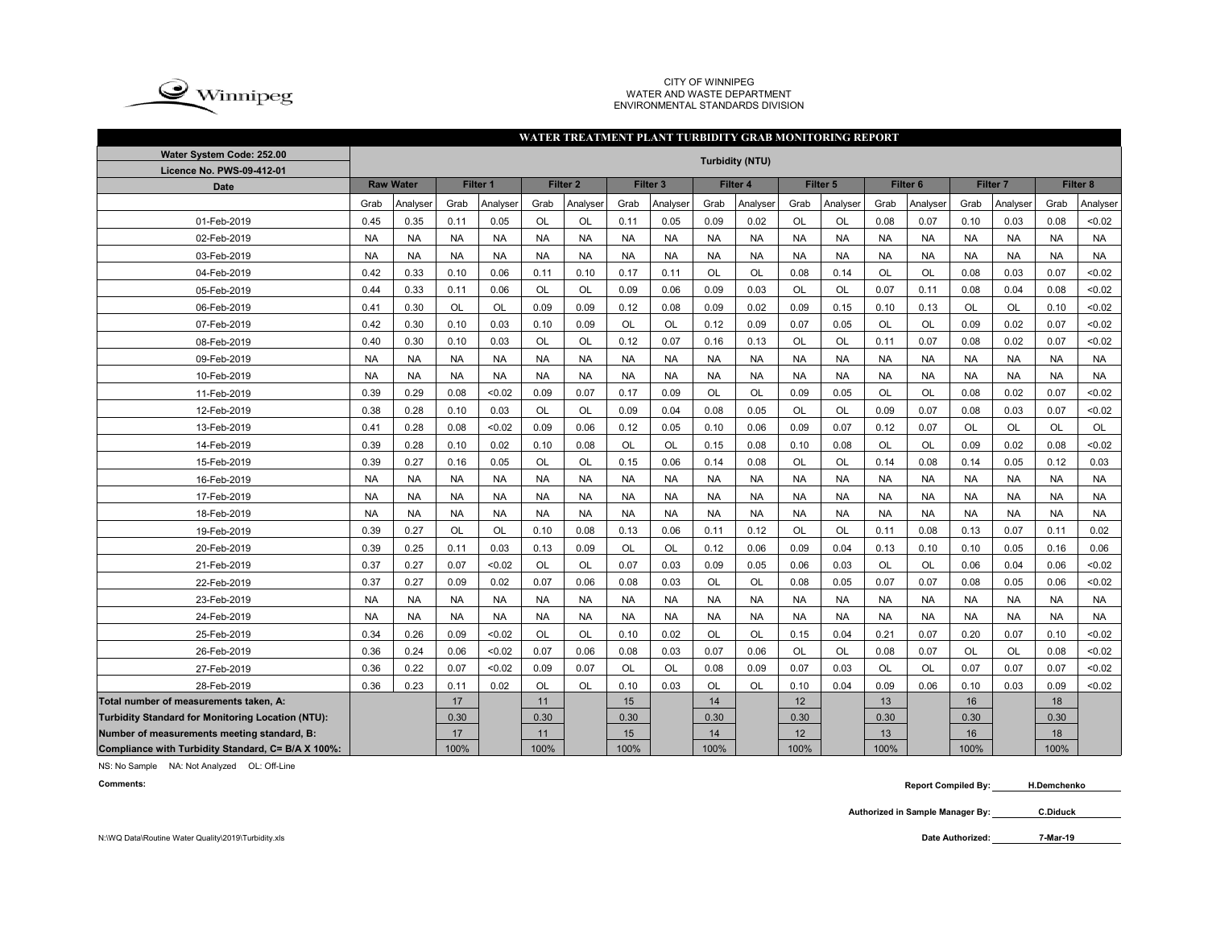CITY OF WINNIPEG
WATER AND WASTE DEPARTMENT
ENVIRONMENTAL STANDARDS DIVISION

## WATER TREATMENT PLANT TURBIDITY GRAB MONITORING REPORT

| Water System Code: 252.00 / Licence No. PWS-09-412-01 | Turbidity (NTU) | | | | | | | | | | | | | | | | | |
|---|---|---|---|---|---|---|---|---|---|---|---|---|---|---|---|---|---|---|
| Date | Raw Water | | Filter 1 | | Filter 2 | | Filter 3 | | Filter 4 | | Filter 5 | | Filter 6 | | Filter 7 | | Filter 8 | |
| | Grab | Analyser | Grab | Analyser | Grab | Analyser | Grab | Analyser | Grab | Analyser | Grab | Analyser | Grab | Analyser | Grab | Analyser | Grab | Analyser |
| 01-Feb-2019 | 0.45 | 0.35 | 0.11 | 0.05 | OL | OL | 0.11 | 0.05 | 0.09 | 0.02 | OL | OL | 0.08 | 0.07 | 0.10 | 0.03 | 0.08 | <0.02 |
| 02-Feb-2019 | NA | NA | NA | NA | NA | NA | NA | NA | NA | NA | NA | NA | NA | NA | NA | NA | NA | NA |
| 03-Feb-2019 | NA | NA | NA | NA | NA | NA | NA | NA | NA | NA | NA | NA | NA | NA | NA | NA | NA | NA |
| 04-Feb-2019 | 0.42 | 0.33 | 0.10 | 0.06 | 0.11 | 0.10 | 0.17 | 0.11 | OL | OL | 0.08 | 0.14 | OL | OL | 0.08 | 0.03 | 0.07 | <0.02 |
| 05-Feb-2019 | 0.44 | 0.33 | 0.11 | 0.06 | OL | OL | 0.09 | 0.06 | 0.09 | 0.03 | OL | OL | 0.07 | 0.11 | 0.08 | 0.04 | 0.08 | <0.02 |
| 06-Feb-2019 | 0.41 | 0.30 | OL | OL | 0.09 | 0.09 | 0.12 | 0.08 | 0.09 | 0.02 | 0.09 | 0.15 | 0.10 | 0.13 | OL | OL | 0.10 | <0.02 |
| 07-Feb-2019 | 0.42 | 0.30 | 0.10 | 0.03 | 0.10 | 0.09 | OL | OL | 0.12 | 0.09 | 0.07 | 0.05 | OL | OL | 0.09 | 0.02 | 0.07 | <0.02 |
| 08-Feb-2019 | 0.40 | 0.30 | 0.10 | 0.03 | OL | OL | 0.12 | 0.07 | 0.16 | 0.13 | OL | OL | 0.11 | 0.07 | 0.08 | 0.02 | 0.07 | <0.02 |
| 09-Feb-2019 | NA | NA | NA | NA | NA | NA | NA | NA | NA | NA | NA | NA | NA | NA | NA | NA | NA | NA |
| 10-Feb-2019 | NA | NA | NA | NA | NA | NA | NA | NA | NA | NA | NA | NA | NA | NA | NA | NA | NA | NA |
| 11-Feb-2019 | 0.39 | 0.29 | 0.08 | <0.02 | 0.09 | 0.07 | 0.17 | 0.09 | OL | OL | 0.09 | 0.05 | OL | OL | 0.08 | 0.02 | 0.07 | <0.02 |
| 12-Feb-2019 | 0.38 | 0.28 | 0.10 | 0.03 | OL | OL | 0.09 | 0.04 | 0.08 | 0.05 | OL | OL | 0.09 | 0.07 | 0.08 | 0.03 | 0.07 | <0.02 |
| 13-Feb-2019 | 0.41 | 0.28 | 0.08 | <0.02 | 0.09 | 0.06 | 0.12 | 0.05 | 0.10 | 0.06 | 0.09 | 0.07 | 0.12 | 0.07 | OL | OL | OL | OL |
| 14-Feb-2019 | 0.39 | 0.28 | 0.10 | 0.02 | 0.10 | 0.08 | OL | OL | 0.15 | 0.08 | 0.10 | 0.08 | OL | OL | 0.09 | 0.02 | 0.08 | <0.02 |
| 15-Feb-2019 | 0.39 | 0.27 | 0.16 | 0.05 | OL | OL | 0.15 | 0.06 | 0.14 | 0.08 | OL | OL | 0.14 | 0.08 | 0.14 | 0.05 | 0.12 | 0.03 |
| 16-Feb-2019 | NA | NA | NA | NA | NA | NA | NA | NA | NA | NA | NA | NA | NA | NA | NA | NA | NA | NA |
| 17-Feb-2019 | NA | NA | NA | NA | NA | NA | NA | NA | NA | NA | NA | NA | NA | NA | NA | NA | NA | NA |
| 18-Feb-2019 | NA | NA | NA | NA | NA | NA | NA | NA | NA | NA | NA | NA | NA | NA | NA | NA | NA | NA |
| 19-Feb-2019 | 0.39 | 0.27 | OL | OL | 0.10 | 0.08 | 0.13 | 0.06 | 0.11 | 0.12 | OL | OL | 0.11 | 0.08 | 0.13 | 0.07 | 0.11 | 0.02 |
| 20-Feb-2019 | 0.39 | 0.25 | 0.11 | 0.03 | 0.13 | 0.09 | OL | OL | 0.12 | 0.06 | 0.09 | 0.04 | 0.13 | 0.10 | 0.10 | 0.05 | 0.16 | 0.06 |
| 21-Feb-2019 | 0.37 | 0.27 | 0.07 | <0.02 | OL | OL | 0.07 | 0.03 | 0.09 | 0.05 | 0.06 | 0.03 | OL | OL | 0.06 | 0.04 | 0.06 | <0.02 |
| 22-Feb-2019 | 0.37 | 0.27 | 0.09 | 0.02 | 0.07 | 0.06 | 0.08 | 0.03 | OL | OL | 0.08 | 0.05 | 0.07 | 0.07 | 0.08 | 0.05 | 0.06 | <0.02 |
| 23-Feb-2019 | NA | NA | NA | NA | NA | NA | NA | NA | NA | NA | NA | NA | NA | NA | NA | NA | NA | NA |
| 24-Feb-2019 | NA | NA | NA | NA | NA | NA | NA | NA | NA | NA | NA | NA | NA | NA | NA | NA | NA | NA |
| 25-Feb-2019 | 0.34 | 0.26 | 0.09 | <0.02 | OL | OL | 0.10 | 0.02 | OL | OL | 0.15 | 0.04 | 0.21 | 0.07 | 0.20 | 0.07 | 0.10 | <0.02 |
| 26-Feb-2019 | 0.36 | 0.24 | 0.06 | <0.02 | 0.07 | 0.06 | 0.08 | 0.03 | 0.07 | 0.06 | OL | OL | 0.08 | 0.07 | OL | OL | 0.08 | <0.02 |
| 27-Feb-2019 | 0.36 | 0.22 | 0.07 | <0.02 | 0.09 | 0.07 | OL | OL | 0.08 | 0.09 | 0.07 | 0.03 | OL | OL | 0.07 | 0.07 | 0.07 | <0.02 |
| 28-Feb-2019 | 0.36 | 0.23 | 0.11 | 0.02 | OL | OL | 0.10 | 0.03 | OL | OL | 0.10 | 0.04 | 0.09 | 0.06 | 0.10 | 0.03 | 0.09 | <0.02 |
| Total number of measurements taken, A: | | | 17 | | 11 | | 15 | | 14 | | 12 | | 13 | | 16 | | 18 | |
| Turbidity Standard for Monitoring Location (NTU): | | | 0.30 | | 0.30 | | 0.30 | | 0.30 | | 0.30 | | 0.30 | | 0.30 | | 0.30 | |
| Number of measurements meeting standard, B: | | | 17 | | 11 | | 15 | | 14 | | 12 | | 13 | | 16 | | 18 | |
| Compliance with Turbidity Standard, C= B/A X 100%: | | | 100% | | 100% | | 100% | | 100% | | 100% | | 100% | | 100% | | 100% | |

NS: No Sample NA: Not Analyzed OL: Off-Line

**Comments:**

**Report Compiled By:** H.Demchenko

**Authorized in Sample Manager By:** C.Diduck

**Date Authorized:** 7-Mar-19

N:\WQ Data\Routine Water Quality\2019\Turbidity.xls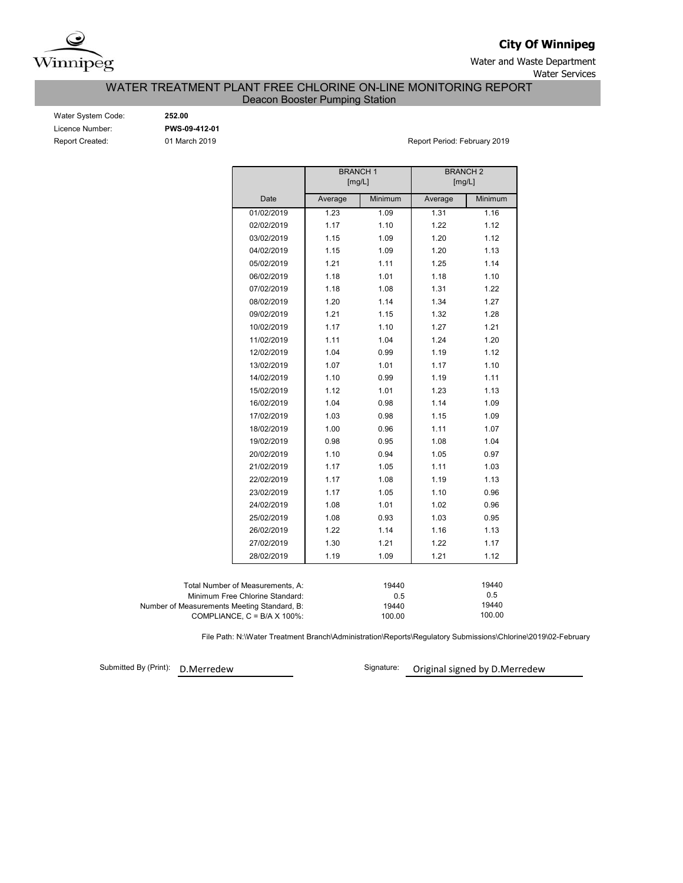# City Of Winnipeg

Water and Waste Department

Water Services

## WATER TREATMENT PLANT FREE CHLORINE ON-LINE MONITORING REPORT

### Deacon Booster Pumping Station

Water System Code: **252.00**

Licence Number: **PWS-09-412-01**

Report Created: 01 March 2019

Report Period: February 2019

| | BRANCH 1 [mg/L] | | BRANCH 2 [mg/L] | |
|---|---|---|---|---|
| Date | Average | Minimum | Average | Minimum |
| 01/02/2019 | 1.23 | 1.09 | 1.31 | 1.16 |
| 02/02/2019 | 1.17 | 1.10 | 1.22 | 1.12 |
| 03/02/2019 | 1.15 | 1.09 | 1.20 | 1.12 |
| 04/02/2019 | 1.15 | 1.09 | 1.20 | 1.13 |
| 05/02/2019 | 1.21 | 1.11 | 1.25 | 1.14 |
| 06/02/2019 | 1.18 | 1.01 | 1.18 | 1.10 |
| 07/02/2019 | 1.18 | 1.08 | 1.31 | 1.22 |
| 08/02/2019 | 1.20 | 1.14 | 1.34 | 1.27 |
| 09/02/2019 | 1.21 | 1.15 | 1.32 | 1.28 |
| 10/02/2019 | 1.17 | 1.10 | 1.27 | 1.21 |
| 11/02/2019 | 1.11 | 1.04 | 1.24 | 1.20 |
| 12/02/2019 | 1.04 | 0.99 | 1.19 | 1.12 |
| 13/02/2019 | 1.07 | 1.01 | 1.17 | 1.10 |
| 14/02/2019 | 1.10 | 0.99 | 1.19 | 1.11 |
| 15/02/2019 | 1.12 | 1.01 | 1.23 | 1.13 |
| 16/02/2019 | 1.04 | 0.98 | 1.14 | 1.09 |
| 17/02/2019 | 1.03 | 0.98 | 1.15 | 1.09 |
| 18/02/2019 | 1.00 | 0.96 | 1.11 | 1.07 |
| 19/02/2019 | 0.98 | 0.95 | 1.08 | 1.04 |
| 20/02/2019 | 1.10 | 0.94 | 1.05 | 0.97 |
| 21/02/2019 | 1.17 | 1.05 | 1.11 | 1.03 |
| 22/02/2019 | 1.17 | 1.08 | 1.19 | 1.13 |
| 23/02/2019 | 1.17 | 1.05 | 1.10 | 0.96 |
| 24/02/2019 | 1.08 | 1.01 | 1.02 | 0.96 |
| 25/02/2019 | 1.08 | 0.93 | 1.03 | 0.95 |
| 26/02/2019 | 1.22 | 1.14 | 1.16 | 1.13 |
| 27/02/2019 | 1.30 | 1.21 | 1.22 | 1.17 |
| 28/02/2019 | 1.19 | 1.09 | 1.21 | 1.12 |

| | Branch 1 | Branch 2 |
|---|---|---|
| Total Number of Measurements, A: | 19440 | 19440 |
| Minimum Free Chlorine Standard: | 0.5 | 0.5 |
| Number of Measurements Meeting Standard, B: | 19440 | 19440 |
| COMPLIANCE, C = B/A X 100%: | 100.00 | 100.00 |

File Path: N:\Water Treatment Branch\Administration\Reports\Regulatory Submissions\Chlorine\2019\02-February

Submitted By (Print): D.Merredew

Signature: Original signed by D.Merredew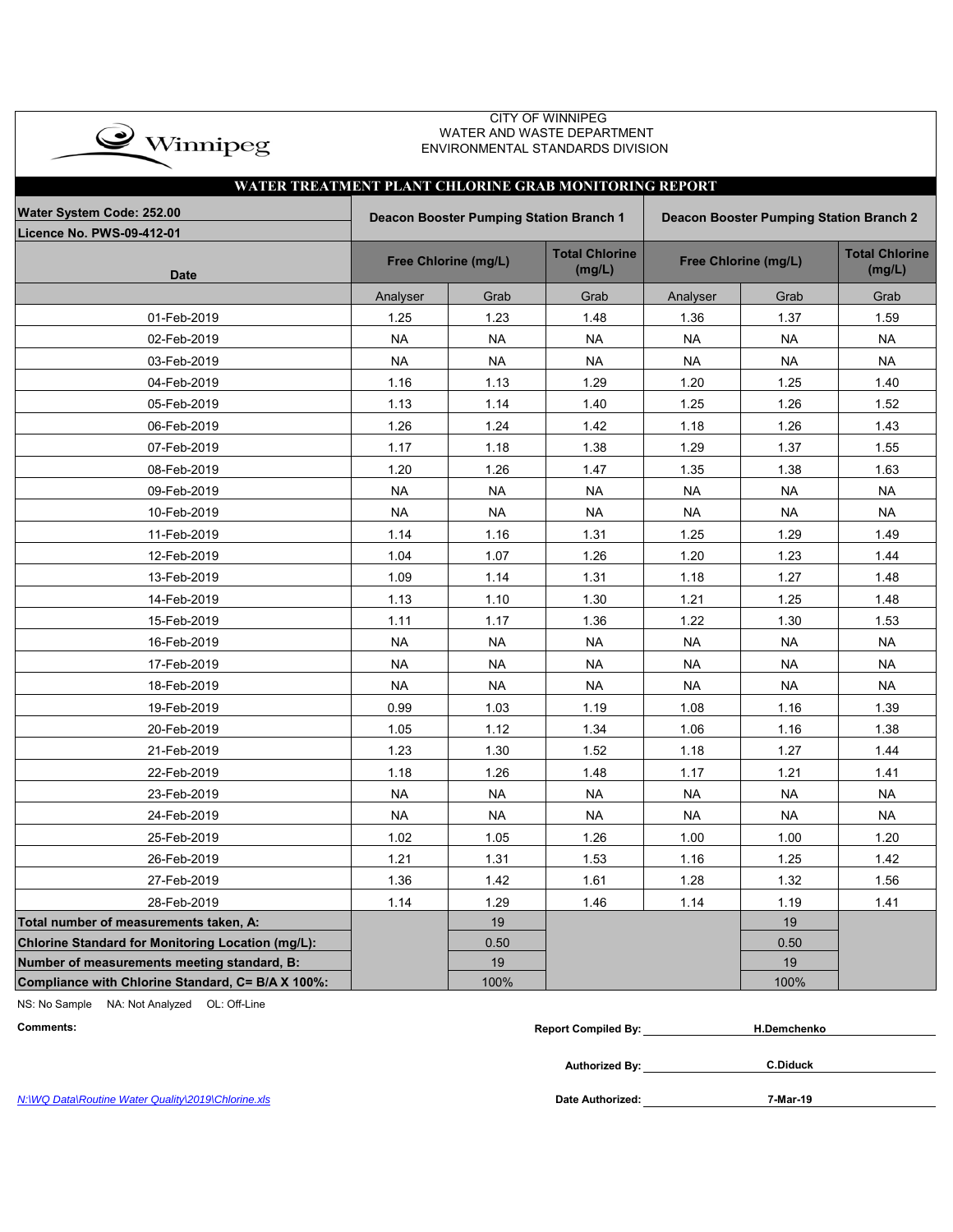CITY OF WINNIPEG
WATER AND WASTE DEPARTMENT
ENVIRONMENTAL STANDARDS DIVISION

## WATER TREATMENT PLANT CHLORINE GRAB MONITORING REPORT

| Water System Code: 252.00<br>Licence No. PWS-09-412-01 | Deacon Booster Pumping Station Branch 1 | | | Deacon Booster Pumping Station Branch 2 | | |
|---|---|---|---|---|---|---|
| Date | Free Chlorine (mg/L) | | Total Chlorine (mg/L) | Free Chlorine (mg/L) | | Total Chlorine (mg/L) |
| | Analyser | Grab | Grab | Analyser | Grab | Grab |
| 01-Feb-2019 | 1.25 | 1.23 | 1.48 | 1.36 | 1.37 | 1.59 |
| 02-Feb-2019 | NA | NA | NA | NA | NA | NA |
| 03-Feb-2019 | NA | NA | NA | NA | NA | NA |
| 04-Feb-2019 | 1.16 | 1.13 | 1.29 | 1.20 | 1.25 | 1.40 |
| 05-Feb-2019 | 1.13 | 1.14 | 1.40 | 1.25 | 1.26 | 1.52 |
| 06-Feb-2019 | 1.26 | 1.24 | 1.42 | 1.18 | 1.26 | 1.43 |
| 07-Feb-2019 | 1.17 | 1.18 | 1.38 | 1.29 | 1.37 | 1.55 |
| 08-Feb-2019 | 1.20 | 1.26 | 1.47 | 1.35 | 1.38 | 1.63 |
| 09-Feb-2019 | NA | NA | NA | NA | NA | NA |
| 10-Feb-2019 | NA | NA | NA | NA | NA | NA |
| 11-Feb-2019 | 1.14 | 1.16 | 1.31 | 1.25 | 1.29 | 1.49 |
| 12-Feb-2019 | 1.04 | 1.07 | 1.26 | 1.20 | 1.23 | 1.44 |
| 13-Feb-2019 | 1.09 | 1.14 | 1.31 | 1.18 | 1.27 | 1.48 |
| 14-Feb-2019 | 1.13 | 1.10 | 1.30 | 1.21 | 1.25 | 1.48 |
| 15-Feb-2019 | 1.11 | 1.17 | 1.36 | 1.22 | 1.30 | 1.53 |
| 16-Feb-2019 | NA | NA | NA | NA | NA | NA |
| 17-Feb-2019 | NA | NA | NA | NA | NA | NA |
| 18-Feb-2019 | NA | NA | NA | NA | NA | NA |
| 19-Feb-2019 | 0.99 | 1.03 | 1.19 | 1.08 | 1.16 | 1.39 |
| 20-Feb-2019 | 1.05 | 1.12 | 1.34 | 1.06 | 1.16 | 1.38 |
| 21-Feb-2019 | 1.23 | 1.30 | 1.52 | 1.18 | 1.27 | 1.44 |
| 22-Feb-2019 | 1.18 | 1.26 | 1.48 | 1.17 | 1.21 | 1.41 |
| 23-Feb-2019 | NA | NA | NA | NA | NA | NA |
| 24-Feb-2019 | NA | NA | NA | NA | NA | NA |
| 25-Feb-2019 | 1.02 | 1.05 | 1.26 | 1.00 | 1.00 | 1.20 |
| 26-Feb-2019 | 1.21 | 1.31 | 1.53 | 1.16 | 1.25 | 1.42 |
| 27-Feb-2019 | 1.36 | 1.42 | 1.61 | 1.28 | 1.32 | 1.56 |
| 28-Feb-2019 | 1.14 | 1.29 | 1.46 | 1.14 | 1.19 | 1.41 |
| **Total number of measurements taken, A:** | | 19 | | | 19 | |
| **Chlorine Standard for Monitoring Location (mg/L):** | | 0.50 | | | 0.50 | |
| **Number of measurements meeting standard, B:** | | 19 | | | 19 | |
| **Compliance with Chlorine Standard, C= B/A X 100%:** | | 100% | | | 100% | |

NS: No Sample NA: Not Analyzed OL: Off-Line

**Comments:**

**Report Compiled By:** H.Demchenko

**Authorized By:** C.Diduck

**Date Authorized:** 7-Mar-19

*N:\WQ Data\Routine Water Quality\2019\Chlorine.xls*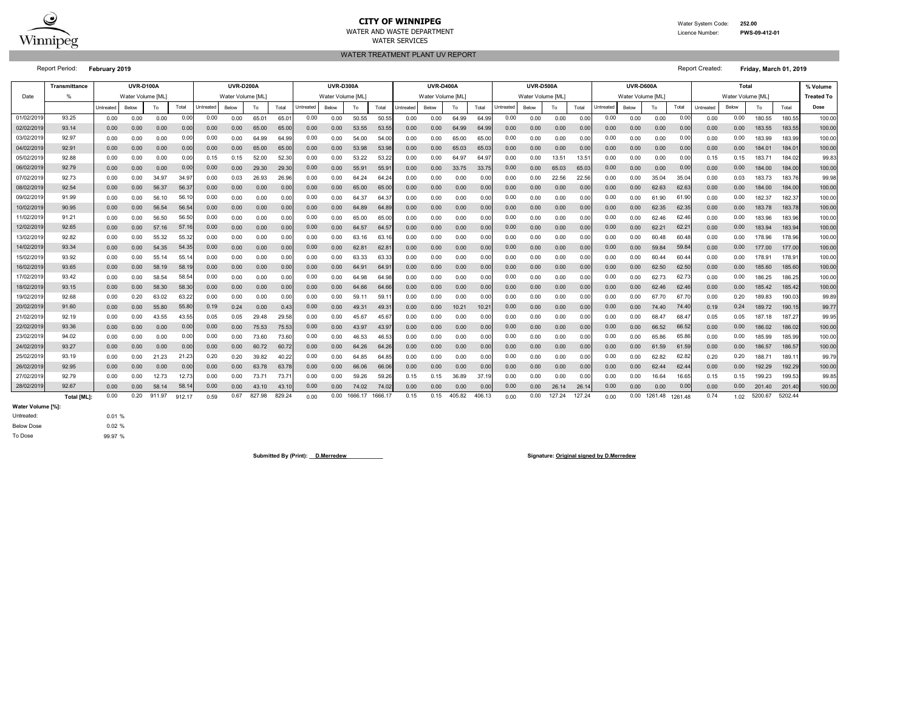**CITY OF WINNIPEG**
WATER AND WASTE DEPARTMENT
WATER SERVICES

Water System Code: **252.00**
Licence Number: **PWS-09-412-01**

## WATER TREATMENT PLANT UV REPORT

Report Period: **February 2019**

Report Created: **Friday, March 01, 2019**

| Date | Transmittance % | UVR-D100A Water Volume [ML] | | | | UVR-D200A Water Volume [ML] | | | | UVR-D300A Water Volume [ML] | | | | UVR-D400A Water Volume [ML] | | | | UVR-D500A Water Volume [ML] | | | | UVR-D600A Water Volume [ML] | | | | Total Water Volume [ML] | | | | % Volume Treated To Dose |
|---|---|---|---|---|---|---|---|---|---|---|---|---|---|---|---|---|---|---|---|---|---|---|---|---|---|---|---|---|---|---|---|---|
| | | Untreated | Below | To | Total | Untreated | Below | To | Total | Untreated | Below | To | Total | Untreated | Below | To | Total | Untreated | Below | To | Total | Untreated | Below | To | Total | Untreated | Below | To | Total | |
| 01/02/2019 | 93.25 | 0.00 | 0.00 | 0.00 | 0.00 | 0.00 | 0.00 | 65.01 | 65.01 | 0.00 | 0.00 | 50.55 | 50.55 | 0.00 | 0.00 | 64.99 | 64.99 | 0.00 | 0.00 | 0.00 | 0.00 | 0.00 | 0.00 | 0.00 | 0.00 | 0.00 | 0.00 | 180.55 | 180.55 | 100.00 |
| 02/02/2019 | 93.14 | 0.00 | 0.00 | 0.00 | 0.00 | 0.00 | 0.00 | 65.00 | 65.00 | 0.00 | 0.00 | 53.55 | 53.55 | 0.00 | 0.00 | 64.99 | 64.99 | 0.00 | 0.00 | 0.00 | 0.00 | 0.00 | 0.00 | 0.00 | 0.00 | 0.00 | 0.00 | 183.55 | 183.55 | 100.00 |
| 03/02/2019 | 92.97 | 0.00 | 0.00 | 0.00 | 0.00 | 0.00 | 0.00 | 64.99 | 64.99 | 0.00 | 0.00 | 54.00 | 54.00 | 0.00 | 0.00 | 65.00 | 65.00 | 0.00 | 0.00 | 0.00 | 0.00 | 0.00 | 0.00 | 0.00 | 0.00 | 0.00 | 0.00 | 183.99 | 183.99 | 100.00 |
| 04/02/2019 | 92.91 | 0.00 | 0.00 | 0.00 | 0.00 | 0.00 | 0.00 | 65.00 | 65.00 | 0.00 | 0.00 | 53.98 | 53.98 | 0.00 | 0.00 | 65.03 | 65.03 | 0.00 | 0.00 | 0.00 | 0.00 | 0.00 | 0.00 | 0.00 | 0.00 | 0.00 | 0.00 | 184.01 | 184.01 | 100.00 |
| 05/02/2019 | 92.88 | 0.00 | 0.00 | 0.00 | 0.00 | 0.15 | 0.15 | 52.00 | 52.30 | 0.00 | 0.00 | 53.22 | 53.22 | 0.00 | 0.00 | 64.97 | 64.97 | 0.00 | 0.00 | 13.51 | 13.51 | 0.00 | 0.00 | 0.00 | 0.00 | 0.15 | 0.15 | 183.71 | 184.02 | 99.83 |
| 06/02/2019 | 92.79 | 0.00 | 0.00 | 0.00 | 0.00 | 0.00 | 0.00 | 29.30 | 29.30 | 0.00 | 0.00 | 55.91 | 55.91 | 0.00 | 0.00 | 33.75 | 33.75 | 0.00 | 0.00 | 65.03 | 65.03 | 0.00 | 0.00 | 0.00 | 0.00 | 0.00 | 0.00 | 184.00 | 184.00 | 100.00 |
| 07/02/2019 | 92.73 | 0.00 | 0.00 | 34.97 | 34.97 | 0.00 | 0.03 | 26.93 | 26.96 | 0.00 | 0.00 | 64.24 | 64.24 | 0.00 | 0.00 | 0.00 | 0.00 | 0.00 | 0.00 | 22.56 | 22.56 | 0.00 | 0.00 | 35.04 | 35.04 | 0.00 | 0.03 | 183.73 | 183.76 | 99.98 |
| 08/02/2019 | 92.54 | 0.00 | 0.00 | 56.37 | 56.37 | 0.00 | 0.00 | 0.00 | 0.00 | 0.00 | 0.00 | 65.00 | 65.00 | 0.00 | 0.00 | 0.00 | 0.00 | 0.00 | 0.00 | 0.00 | 0.00 | 0.00 | 0.00 | 62.63 | 62.63 | 0.00 | 0.00 | 184.00 | 184.00 | 100.00 |
| 09/02/2019 | 91.99 | 0.00 | 0.00 | 56.10 | 56.10 | 0.00 | 0.00 | 0.00 | 0.00 | 0.00 | 0.00 | 64.37 | 64.37 | 0.00 | 0.00 | 0.00 | 0.00 | 0.00 | 0.00 | 0.00 | 0.00 | 0.00 | 0.00 | 61.90 | 61.90 | 0.00 | 0.00 | 182.37 | 182.37 | 100.00 |
| 10/02/2019 | 90.95 | 0.00 | 0.00 | 56.54 | 56.54 | 0.00 | 0.00 | 0.00 | 0.00 | 0.00 | 0.00 | 64.89 | 64.89 | 0.00 | 0.00 | 0.00 | 0.00 | 0.00 | 0.00 | 0.00 | 0.00 | 0.00 | 0.00 | 62.35 | 62.35 | 0.00 | 0.00 | 183.78 | 183.78 | 100.00 |
| 11/02/2019 | 91.21 | 0.00 | 0.00 | 56.50 | 56.50 | 0.00 | 0.00 | 0.00 | 0.00 | 0.00 | 0.00 | 65.00 | 65.00 | 0.00 | 0.00 | 0.00 | 0.00 | 0.00 | 0.00 | 0.00 | 0.00 | 0.00 | 0.00 | 62.46 | 62.46 | 0.00 | 0.00 | 183.96 | 183.96 | 100.00 |
| 12/02/2019 | 92.65 | 0.00 | 0.00 | 57.16 | 57.16 | 0.00 | 0.00 | 0.00 | 0.00 | 0.00 | 0.00 | 64.57 | 64.57 | 0.00 | 0.00 | 0.00 | 0.00 | 0.00 | 0.00 | 0.00 | 0.00 | 0.00 | 0.00 | 62.21 | 62.21 | 0.00 | 0.00 | 183.94 | 183.94 | 100.00 |
| 13/02/2019 | 92.82 | 0.00 | 0.00 | 55.32 | 55.32 | 0.00 | 0.00 | 0.00 | 0.00 | 0.00 | 0.00 | 63.16 | 63.16 | 0.00 | 0.00 | 0.00 | 0.00 | 0.00 | 0.00 | 0.00 | 0.00 | 0.00 | 0.00 | 60.48 | 60.48 | 0.00 | 0.00 | 178.96 | 178.96 | 100.00 |
| 14/02/2019 | 93.34 | 0.00 | 0.00 | 54.35 | 54.35 | 0.00 | 0.00 | 0.00 | 0.00 | 0.00 | 0.00 | 62.81 | 62.81 | 0.00 | 0.00 | 0.00 | 0.00 | 0.00 | 0.00 | 0.00 | 0.00 | 0.00 | 0.00 | 59.84 | 59.84 | 0.00 | 0.00 | 177.00 | 177.00 | 100.00 |
| 15/02/2019 | 93.92 | 0.00 | 0.00 | 55.14 | 55.14 | 0.00 | 0.00 | 0.00 | 0.00 | 0.00 | 0.00 | 63.33 | 63.33 | 0.00 | 0.00 | 0.00 | 0.00 | 0.00 | 0.00 | 0.00 | 0.00 | 0.00 | 0.00 | 60.44 | 60.44 | 0.00 | 0.00 | 178.91 | 178.91 | 100.00 |
| 16/02/2019 | 93.65 | 0.00 | 0.00 | 58.19 | 58.19 | 0.00 | 0.00 | 0.00 | 0.00 | 0.00 | 0.00 | 64.91 | 64.91 | 0.00 | 0.00 | 0.00 | 0.00 | 0.00 | 0.00 | 0.00 | 0.00 | 0.00 | 0.00 | 62.50 | 62.50 | 0.00 | 0.00 | 185.60 | 185.60 | 100.00 |
| 17/02/2019 | 93.42 | 0.00 | 0.00 | 58.54 | 58.54 | 0.00 | 0.00 | 0.00 | 0.00 | 0.00 | 0.00 | 64.98 | 64.98 | 0.00 | 0.00 | 0.00 | 0.00 | 0.00 | 0.00 | 0.00 | 0.00 | 0.00 | 0.00 | 62.73 | 62.73 | 0.00 | 0.00 | 186.25 | 186.25 | 100.00 |
| 18/02/2019 | 93.15 | 0.00 | 0.00 | 58.30 | 58.30 | 0.00 | 0.00 | 0.00 | 0.00 | 0.00 | 0.00 | 64.66 | 64.66 | 0.00 | 0.00 | 0.00 | 0.00 | 0.00 | 0.00 | 0.00 | 0.00 | 0.00 | 0.00 | 62.46 | 62.46 | 0.00 | 0.00 | 185.42 | 185.42 | 100.00 |
| 19/02/2019 | 92.68 | 0.00 | 0.20 | 63.02 | 63.22 | 0.00 | 0.00 | 0.00 | 0.00 | 0.00 | 0.00 | 59.11 | 59.11 | 0.00 | 0.00 | 0.00 | 0.00 | 0.00 | 0.00 | 0.00 | 0.00 | 0.00 | 0.00 | 67.70 | 67.70 | 0.00 | 0.20 | 189.83 | 190.03 | 99.89 |
| 20/02/2019 | 91.60 | 0.00 | 0.00 | 55.80 | 55.80 | 0.19 | 0.24 | 0.00 | 0.43 | 0.00 | 0.00 | 49.31 | 49.31 | 0.00 | 0.00 | 10.21 | 10.21 | 0.00 | 0.00 | 0.00 | 0.00 | 0.00 | 0.00 | 74.40 | 74.40 | 0.19 | 0.24 | 189.72 | 190.15 | 99.77 |
| 21/02/2019 | 92.19 | 0.00 | 0.00 | 43.55 | 43.55 | 0.05 | 0.05 | 29.48 | 29.58 | 0.00 | 0.00 | 45.67 | 45.67 | 0.00 | 0.00 | 0.00 | 0.00 | 0.00 | 0.00 | 0.00 | 0.00 | 0.00 | 0.00 | 68.47 | 68.47 | 0.05 | 0.05 | 187.18 | 187.27 | 99.95 |
| 22/02/2019 | 93.36 | 0.00 | 0.00 | 0.00 | 0.00 | 0.00 | 0.00 | 75.53 | 75.53 | 0.00 | 0.00 | 43.97 | 43.97 | 0.00 | 0.00 | 0.00 | 0.00 | 0.00 | 0.00 | 0.00 | 0.00 | 0.00 | 0.00 | 66.52 | 66.52 | 0.00 | 0.00 | 186.02 | 186.02 | 100.00 |
| 23/02/2019 | 94.02 | 0.00 | 0.00 | 0.00 | 0.00 | 0.00 | 0.00 | 73.60 | 73.60 | 0.00 | 0.00 | 46.53 | 46.53 | 0.00 | 0.00 | 0.00 | 0.00 | 0.00 | 0.00 | 0.00 | 0.00 | 0.00 | 0.00 | 65.86 | 65.86 | 0.00 | 0.00 | 185.99 | 185.99 | 100.00 |
| 24/02/2019 | 93.27 | 0.00 | 0.00 | 0.00 | 0.00 | 0.00 | 0.00 | 60.72 | 60.72 | 0.00 | 0.00 | 64.26 | 64.26 | 0.00 | 0.00 | 0.00 | 0.00 | 0.00 | 0.00 | 0.00 | 0.00 | 0.00 | 0.00 | 61.59 | 61.59 | 0.00 | 0.00 | 186.57 | 186.57 | 100.00 |
| 25/02/2019 | 93.19 | 0.00 | 0.00 | 21.23 | 21.23 | 0.20 | 0.20 | 39.82 | 40.22 | 0.00 | 0.00 | 64.85 | 64.85 | 0.00 | 0.00 | 0.00 | 0.00 | 0.00 | 0.00 | 0.00 | 0.00 | 0.00 | 0.00 | 62.82 | 62.82 | 0.20 | 0.20 | 188.71 | 189.11 | 99.79 |
| 26/02/2019 | 92.95 | 0.00 | 0.00 | 0.00 | 0.00 | 0.00 | 0.00 | 63.78 | 63.78 | 0.00 | 0.00 | 66.06 | 66.06 | 0.00 | 0.00 | 0.00 | 0.00 | 0.00 | 0.00 | 0.00 | 0.00 | 0.00 | 0.00 | 62.44 | 62.44 | 0.00 | 0.00 | 192.29 | 192.29 | 100.00 |
| 27/02/2019 | 92.79 | 0.00 | 0.00 | 12.73 | 12.73 | 0.00 | 0.00 | 73.71 | 73.71 | 0.00 | 0.00 | 59.26 | 59.26 | 0.15 | 0.15 | 36.89 | 37.19 | 0.00 | 0.00 | 0.00 | 0.00 | 0.00 | 0.00 | 16.64 | 16.65 | 0.15 | 0.15 | 199.23 | 199.53 | 99.85 |
| 28/02/2019 | 92.67 | 0.00 | 0.00 | 58.14 | 58.14 | 0.00 | 0.00 | 43.10 | 43.10 | 0.00 | 0.00 | 74.02 | 74.02 | 0.00 | 0.00 | 0.00 | 0.00 | 0.00 | 0.00 | 26.14 | 26.14 | 0.00 | 0.00 | 0.00 | 0.00 | 0.00 | 0.00 | 201.40 | 201.40 | 100.00 |
| **Total [ML]:** | | 0.00 | 0.20 | 911.97 | 912.17 | 0.59 | 0.67 | 827.98 | 829.24 | 0.00 | 0.00 | 1666.17 | 1666.17 | 0.15 | 0.15 | 405.82 | 406.13 | 0.00 | 0.00 | 127.24 | 127.24 | 0.00 | 0.00 | 1261.48 | 1261.48 | 0.74 | 1.02 | 5200.67 | 5202.44 | |

**Water Volume [%]:**

| | |
|---|---|
| Untreated: | 0.01 % |
| Below Dose | 0.02 % |
| To Dose | 99.97 % |

**Submitted By (Print): D.Merredew**

**Signature: Original signed by D.Merredew**